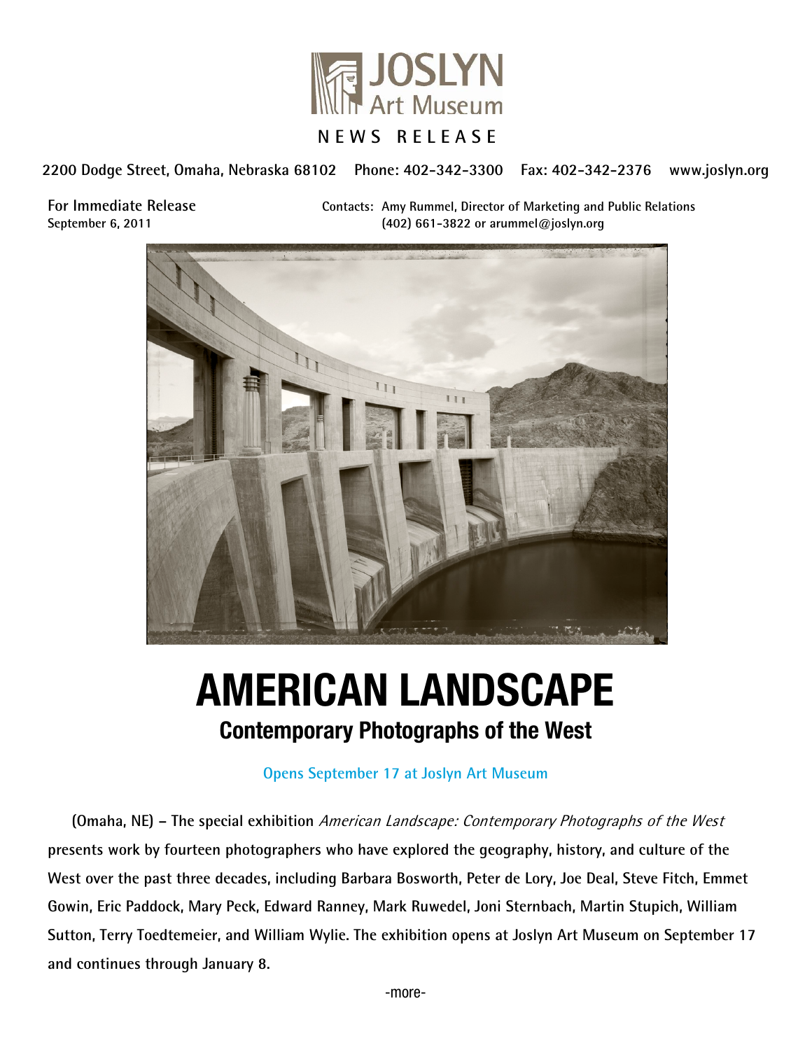JOSLYN Art Museum

NEWS RELEASE

2200 Dodge Street, Omaha, Nebraska 68102 Phone: 402-342-3300 Fax: 402-342-2376 www.joslyn.org

**For Immediate Release**
September 6, 2011

Contacts: Amy Rummel, Director of Marketing and Public Relations
(402) 661-3822 or arummel@joslyn.org

# AMERICAN LANDSCAPE

## Contemporary Photographs of the West

Opens September 17 at Joslyn Art Museum

**(Omaha, NE) – The special exhibition *American Landscape: Contemporary Photographs of the West* presents work by fourteen photographers who have explored the geography, history, and culture of the West over the past three decades, including Barbara Bosworth, Peter de Lory, Joe Deal, Steve Fitch, Emmet Gowin, Eric Paddock, Mary Peck, Edward Ranney, Mark Ruwedel, Joni Sternbach, Martin Stupich, William Sutton, Terry Toedtemeier, and William Wylie. The exhibition opens at Joslyn Art Museum on September 17 and continues through January 8.**

-more-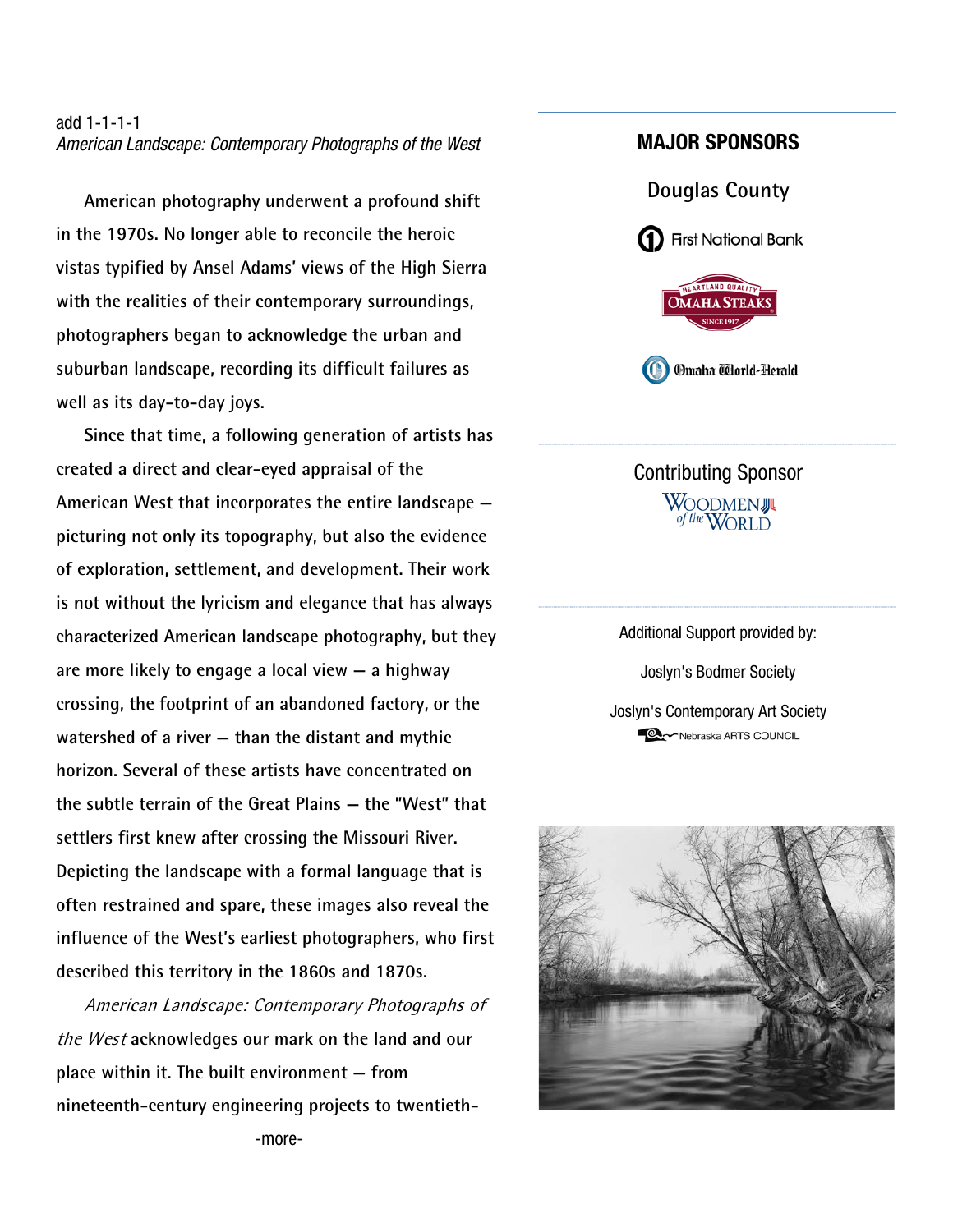add 1-1-1-1
*American Landscape: Contemporary Photographs of the West*

American photography underwent a profound shift in the 1970s. No longer able to reconcile the heroic vistas typified by Ansel Adams' views of the High Sierra with the realities of their contemporary surroundings, photographers began to acknowledge the urban and suburban landscape, recording its difficult failures as well as its day-to-day joys.

Since that time, a following generation of artists has created a direct and clear-eyed appraisal of the American West that incorporates the entire landscape — picturing not only its topography, but also the evidence of exploration, settlement, and development. Their work is not without the lyricism and elegance that has always characterized American landscape photography, but they are more likely to engage a local view — a highway crossing, the footprint of an abandoned factory, or the watershed of a river — than the distant and mythic horizon. Several of these artists have concentrated on the subtle terrain of the Great Plains — the "West" that settlers first knew after crossing the Missouri River. Depicting the landscape with a formal language that is often restrained and spare, these images also reveal the influence of the West's earliest photographers, who first described this territory in the 1860s and 1870s.

*American Landscape: Contemporary Photographs of the West* acknowledges our mark on the land and our place within it. The built environment — from nineteenth-century engineering projects to twentieth-

-more-

**MAJOR SPONSORS**

Douglas County

First National Bank

Omaha Steaks

Omaha World-Herald

Contributing Sponsor

Woodmen of the World

Additional Support provided by:

Joslyn's Bodmer Society

Joslyn's Contemporary Art Society

Nebraska Arts Council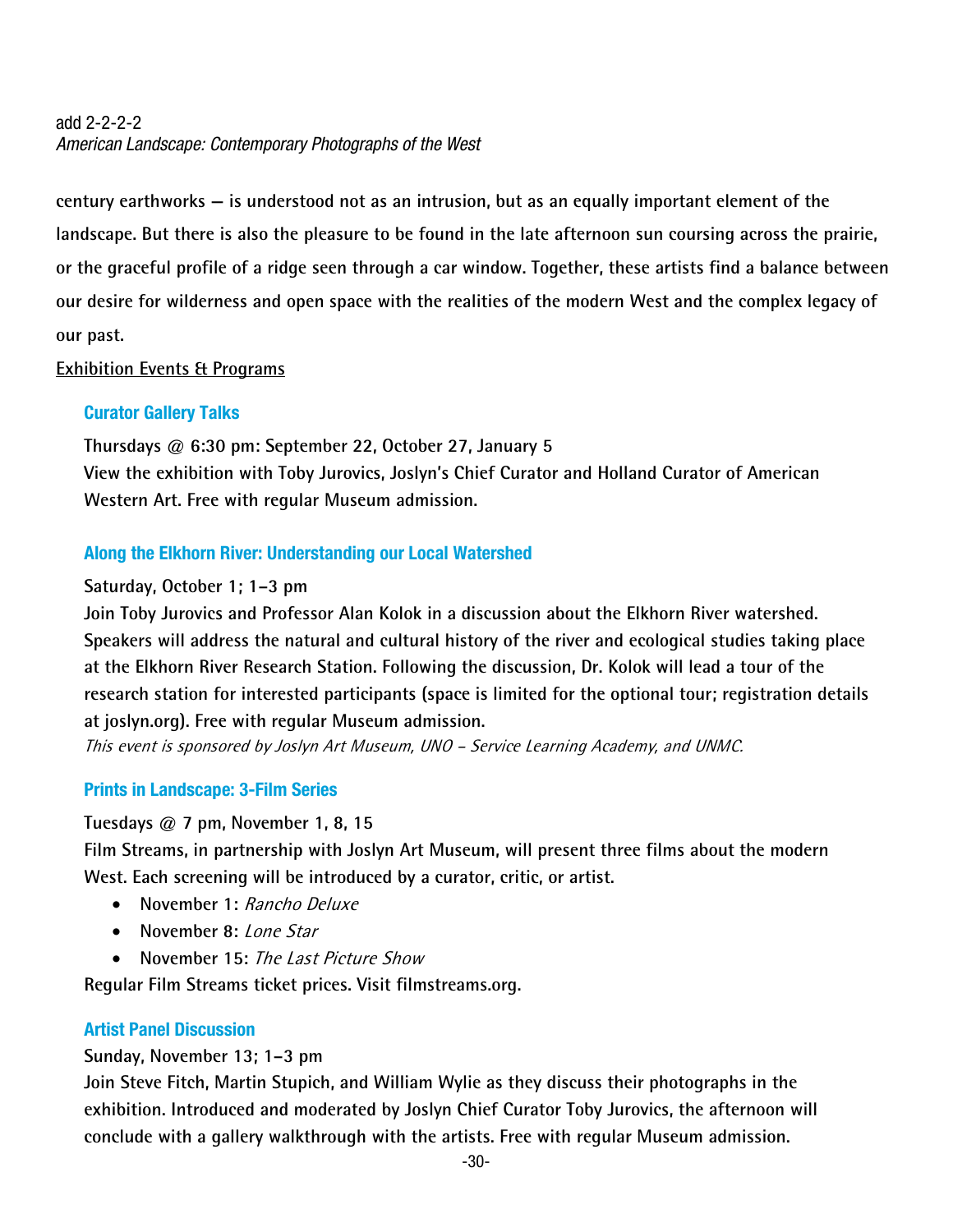century earthworks — is understood not as an intrusion, but as an equally important element of the landscape. But there is also the pleasure to be found in the late afternoon sun coursing across the prairie, or the graceful profile of a ridge seen through a car window. Together, these artists find a balance between our desire for wilderness and open space with the realities of the modern West and the complex legacy of our past.

<u>Exhibition Events & Programs</u>

### Curator Gallery Talks

**Thursdays @ 6:30 pm: September 22, October 27, January 5**
**View the exhibition with Toby Jurovics, Joslyn's Chief Curator and Holland Curator of American Western Art. Free with regular Museum admission.**

### Along the Elkhorn River: Understanding our Local Watershed

**Saturday, October 1; 1–3 pm**
**Join Toby Jurovics and Professor Alan Kolok in a discussion about the Elkhorn River watershed. Speakers will address the natural and cultural history of the river and ecological studies taking place at the Elkhorn River Research Station. Following the discussion, Dr. Kolok will lead a tour of the research station for interested participants (space is limited for the optional tour; registration details at joslyn.org). Free with regular Museum admission.**
*This event is sponsored by Joslyn Art Museum, UNO – Service Learning Academy, and UNMC.*

### Prints in Landscape: 3-Film Series

**Tuesdays @ 7 pm, November 1, 8, 15**
**Film Streams, in partnership with Joslyn Art Museum, will present three films about the modern West. Each screening will be introduced by a curator, critic, or artist.**

- **November 1:** *Rancho Deluxe*
- **November 8:** *Lone Star*
- **November 15:** *The Last Picture Show*

**Regular Film Streams ticket prices. Visit filmstreams.org.**

### Artist Panel Discussion

**Sunday, November 13; 1–3 pm**
**Join Steve Fitch, Martin Stupich, and William Wylie as they discuss their photographs in the exhibition. Introduced and moderated by Joslyn Chief Curator Toby Jurovics, the afternoon will conclude with a gallery walkthrough with the artists. Free with regular Museum admission.**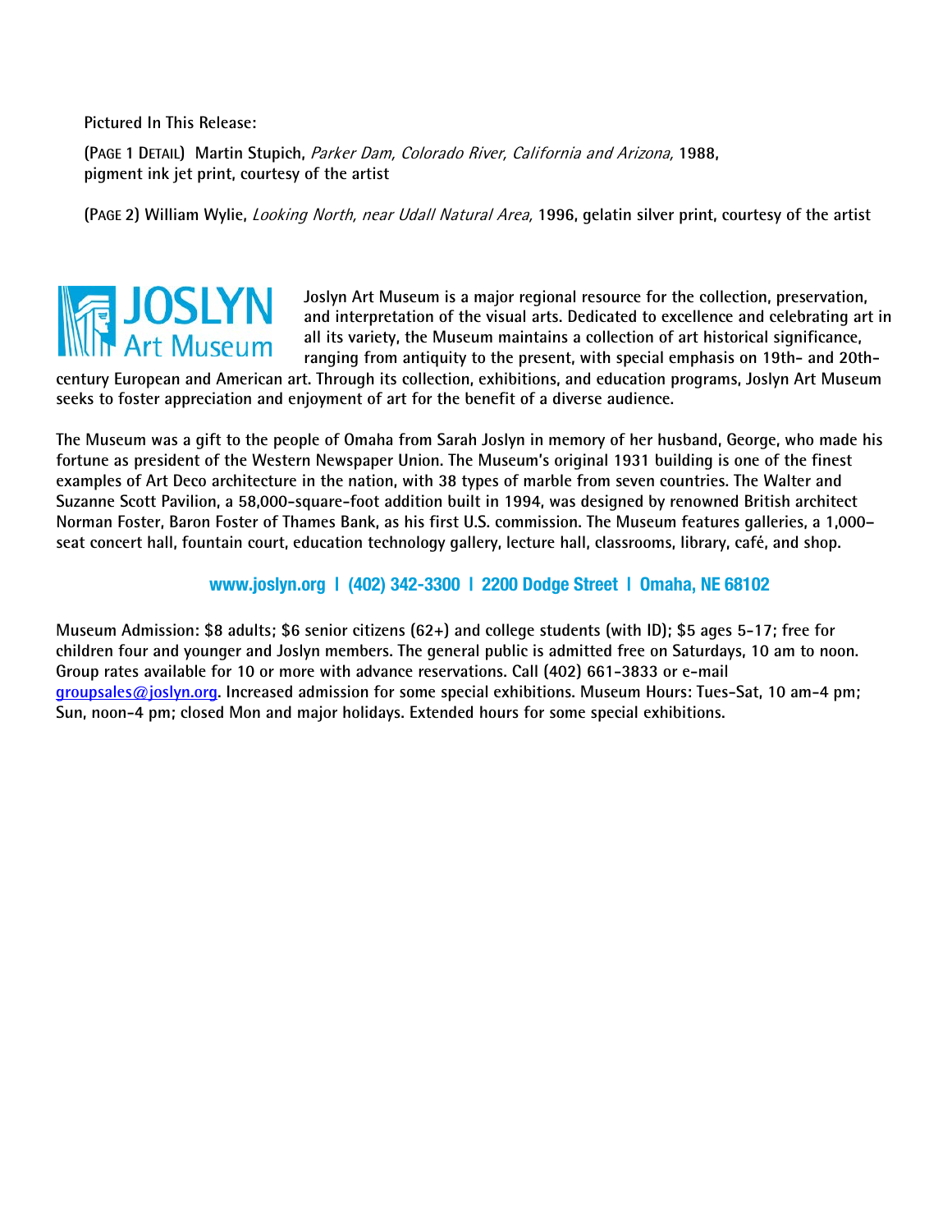**Pictured In This Release:**

**(PAGE 1 DETAIL) Martin Stupich,** ***Parker Dam, Colorado River, California and Arizona,*** **1988, pigment ink jet print, courtesy of the artist**

**(PAGE 2) William Wylie,** ***Looking North, near Udall Natural Area,*** **1996, gelatin silver print, courtesy of the artist**

**JOSLYN Art Museum**

**Joslyn Art Museum is a major regional resource for the collection, preservation, and interpretation of the visual arts. Dedicated to excellence and celebrating art in all its variety, the Museum maintains a collection of art historical significance, ranging from antiquity to the present, with special emphasis on 19th- and 20th-century European and American art. Through its collection, exhibitions, and education programs, Joslyn Art Museum seeks to foster appreciation and enjoyment of art for the benefit of a diverse audience.**

**The Museum was a gift to the people of Omaha from Sarah Joslyn in memory of her husband, George, who made his fortune as president of the Western Newspaper Union. The Museum's original 1931 building is one of the finest examples of Art Deco architecture in the nation, with 38 types of marble from seven countries. The Walter and Suzanne Scott Pavilion, a 58,000-square-foot addition built in 1994, was designed by renowned British architect Norman Foster, Baron Foster of Thames Bank, as his first U.S. commission. The Museum features galleries, a 1,000-seat concert hall, fountain court, education technology gallery, lecture hall, classrooms, library, café, and shop.**

**www.joslyn.org | (402) 342-3300 | 2200 Dodge Street | Omaha, NE 68102**

**Museum Admission: $8 adults; $6 senior citizens (62+) and college students (with ID); $5 ages 5-17; free for children four and younger and Joslyn members. The general public is admitted free on Saturdays, 10 am to noon. Group rates available for 10 or more with advance reservations. Call (402) 661-3833 or e-mail groupsales@joslyn.org. Increased admission for some special exhibitions. Museum Hours: Tues-Sat, 10 am-4 pm; Sun, noon-4 pm; closed Mon and major holidays. Extended hours for some special exhibitions.**